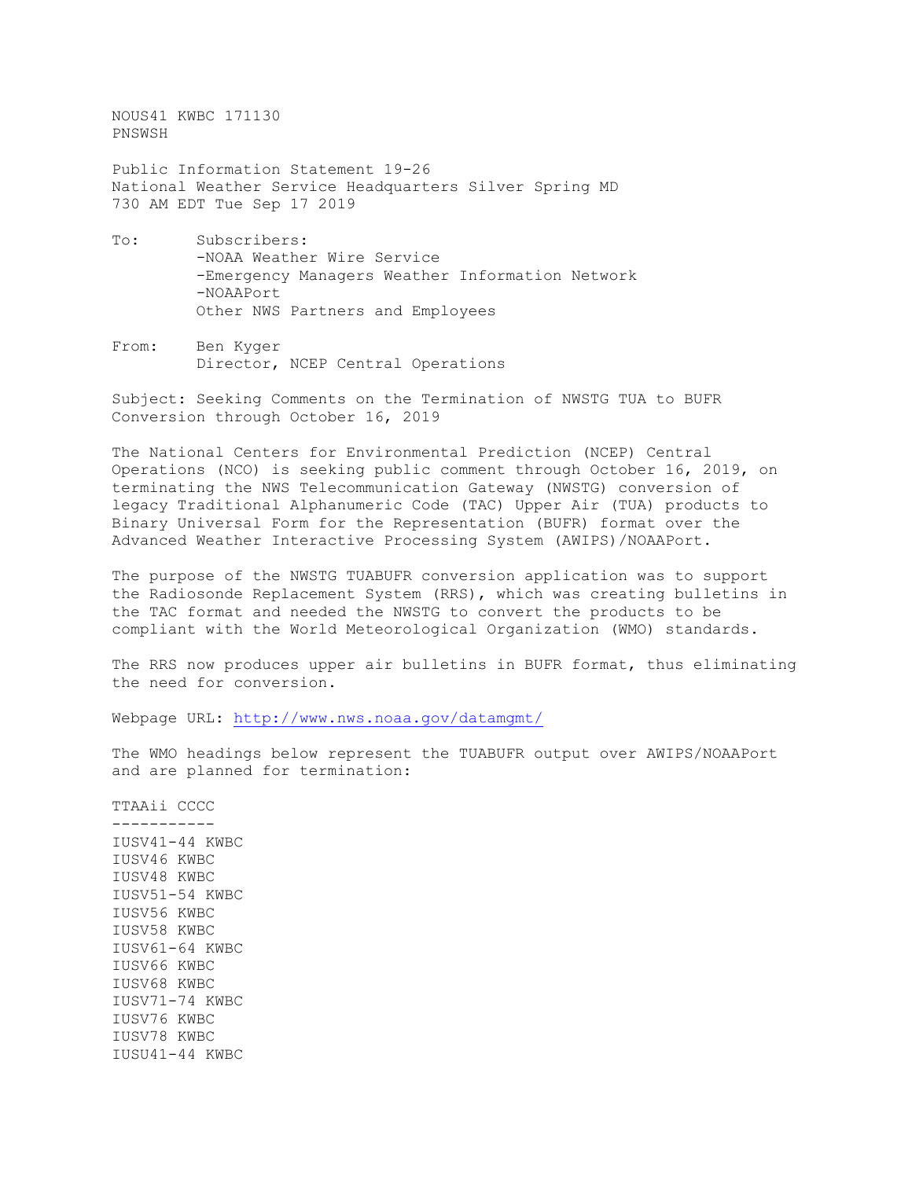NOUS41 KWBC 171130
PNSWSH

Public Information Statement 19-26
National Weather Service Headquarters Silver Spring MD
730 AM EDT Tue Sep 17 2019

To: Subscribers:
-NOAA Weather Wire Service
-Emergency Managers Weather Information Network
-NOAAPort
Other NWS Partners and Employees

From: Ben Kyger
Director, NCEP Central Operations

Subject: Seeking Comments on the Termination of NWSTG TUA to BUFR Conversion through October 16, 2019

The National Centers for Environmental Prediction (NCEP) Central Operations (NCO) is seeking public comment through October 16, 2019, on terminating the NWS Telecommunication Gateway (NWSTG) conversion of legacy Traditional Alphanumeric Code (TAC) Upper Air (TUA) products to Binary Universal Form for the Representation (BUFR) format over the Advanced Weather Interactive Processing System (AWIPS)/NOAAPort.

The purpose of the NWSTG TUABUFR conversion application was to support the Radiosonde Replacement System (RRS), which was creating bulletins in the TAC format and needed the NWSTG to convert the products to be compliant with the World Meteorological Organization (WMO) standards.

The RRS now produces upper air bulletins in BUFR format, thus eliminating the need for conversion.

Webpage URL: http://www.nws.noaa.gov/datamgmt/

The WMO headings below represent the TUABUFR output over AWIPS/NOAAPort and are planned for termination:

```
TTAAii CCCC
-----------
IUSV41-44 KWBC
IUSV46 KWBC
IUSV48 KWBC
IUSV51-54 KWBC
IUSV56 KWBC
IUSV58 KWBC
IUSV61-64 KWBC
IUSV66 KWBC
IUSV68 KWBC
IUSV71-74 KWBC
IUSV76 KWBC
IUSV78 KWBC
IUSU41-44 KWBC
```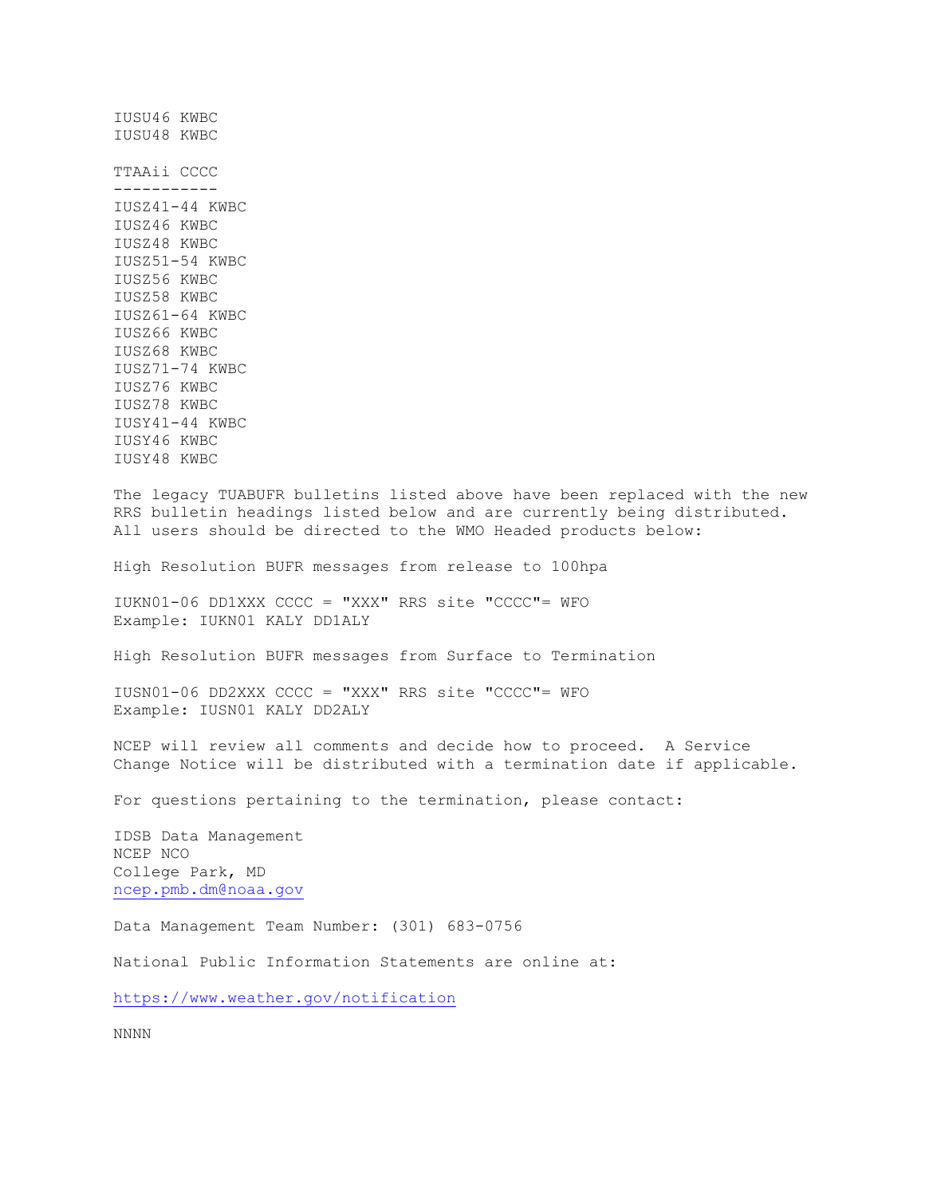IUSU46 KWBC
IUSU48 KWBC

TTAAii CCCC
-----------
IUSZ41-44 KWBC
IUSZ46 KWBC
IUSZ48 KWBC
IUSZ51-54 KWBC
IUSZ56 KWBC
IUSZ58 KWBC
IUSZ61-64 KWBC
IUSZ66 KWBC
IUSZ68 KWBC
IUSZ71-74 KWBC
IUSZ76 KWBC
IUSZ78 KWBC
IUSY41-44 KWBC
IUSY46 KWBC
IUSY48 KWBC

The legacy TUABUFR bulletins listed above have been replaced with the new RRS bulletin headings listed below and are currently being distributed. All users should be directed to the WMO Headed products below:

High Resolution BUFR messages from release to 100hpa

IUKN01-06 DD1XXX CCCC = "XXX" RRS site "CCCC"= WFO
Example: IUKN01 KALY DD1ALY

High Resolution BUFR messages from Surface to Termination

IUSN01-06 DD2XXX CCCC = "XXX" RRS site "CCCC"= WFO
Example: IUSN01 KALY DD2ALY

NCEP will review all comments and decide how to proceed. A Service Change Notice will be distributed with a termination date if applicable.

For questions pertaining to the termination, please contact:

IDSB Data Management
NCEP NCO
College Park, MD
ncep.pmb.dm@noaa.gov

Data Management Team Number: (301) 683-0756

National Public Information Statements are online at:

https://www.weather.gov/notification

NNNN